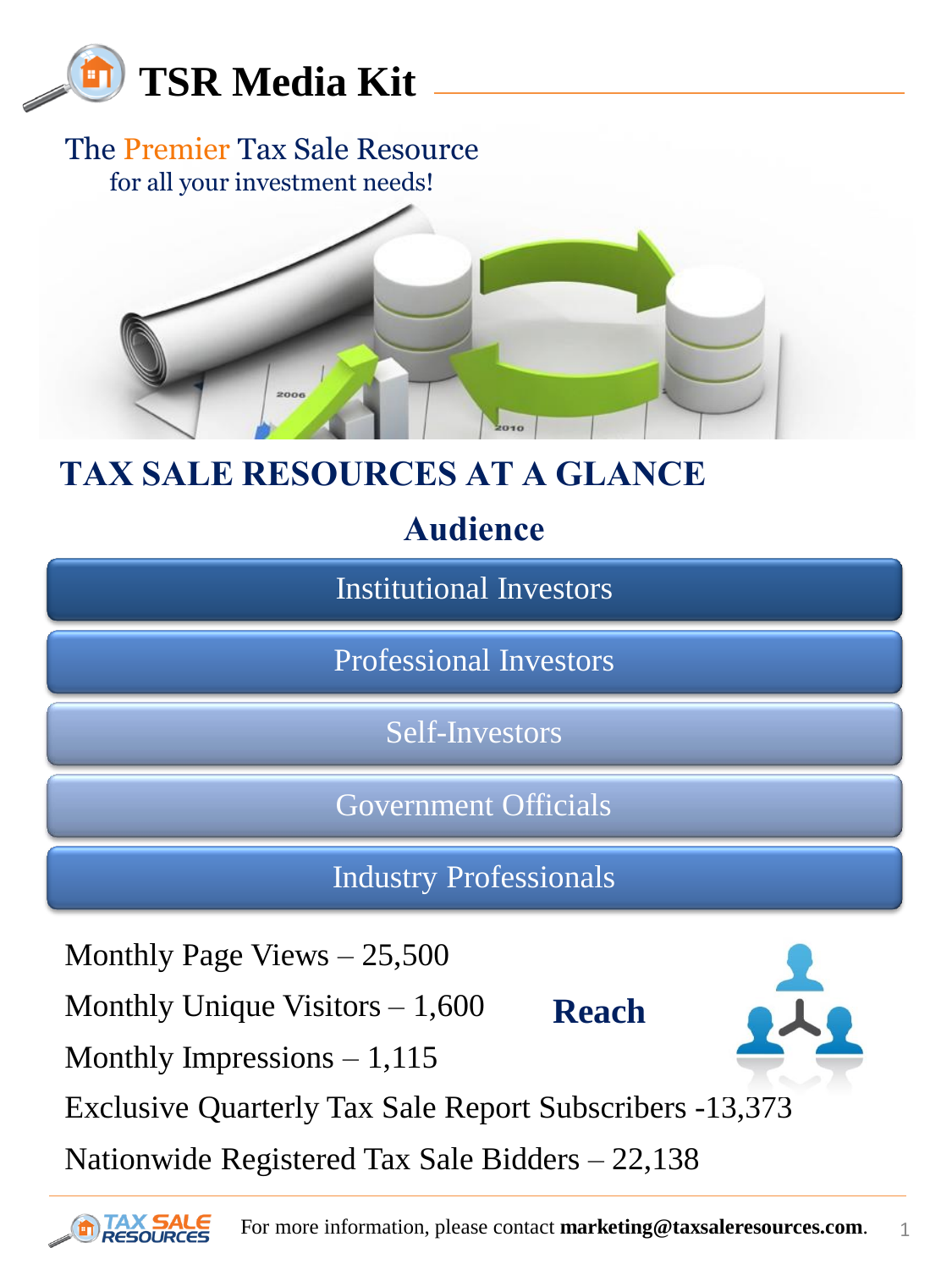# TSR Media Kit

The Premier Tax Sale Resource
for all your investment needs!

## TAX SALE RESOURCES AT A GLANCE

### Audience

- Institutional Investors
- Professional Investors
- Self-Investors
- Government Officials
- Industry Professionals

### Reach

Monthly Page Views – 25,500

Monthly Unique Visitors – 1,600

Monthly Impressions – 1,115

Exclusive Quarterly Tax Sale Report Subscribers -13,373

Nationwide Registered Tax Sale Bidders – 22,138

For more information, please contact **marketing@taxsaleresources.com**.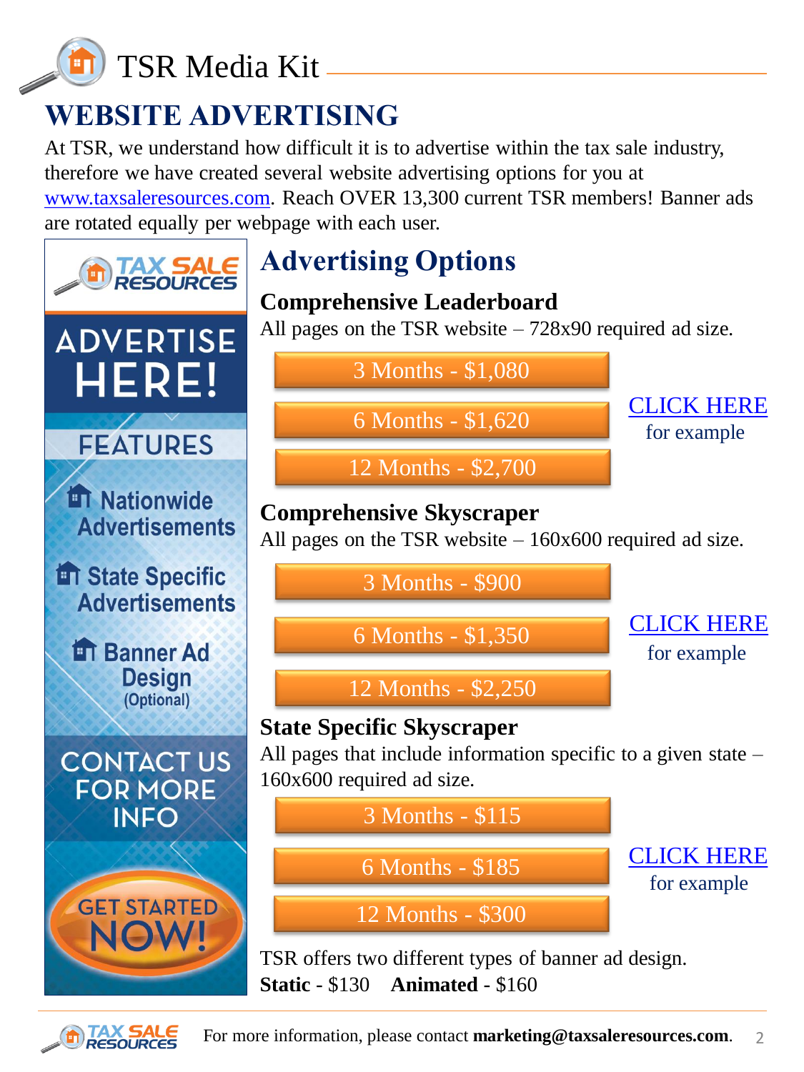# TSR Media Kit

## WEBSITE ADVERTISING

At TSR, we understand how difficult it is to advertise within the tax sale industry, therefore we have created several website advertising options for you at www.taxsaleresources.com. Reach OVER 13,300 current TSR members! Banner ads are rotated equally per webpage with each user.

TAX SALE RESOURCES

ADVERTISE HERE!

FEATURES

- Nationwide Advertisements
- State Specific Advertisements
- Banner Ad Design (Optional)

CONTACT US FOR MORE INFO

GET STARTED NOW!

## Advertising Options

### Comprehensive Leaderboard

All pages on the TSR website – 728x90 required ad size.

- 3 Months - $1,080
- 6 Months - $1,620
- 12 Months - $2,700

CLICK HERE for example

### Comprehensive Skyscraper

All pages on the TSR website – 160x600 required ad size.

- 3 Months - $900
- 6 Months - $1,350
- 12 Months - $2,250

CLICK HERE for example

### State Specific Skyscraper

All pages that include information specific to a given state – 160x600 required ad size.

- 3 Months - $115
- 6 Months - $185
- 12 Months - $300

CLICK HERE for example

TSR offers two different types of banner ad design.
**Static** - $130 **Animated** - $160

For more information, please contact **marketing@taxsaleresources.com**.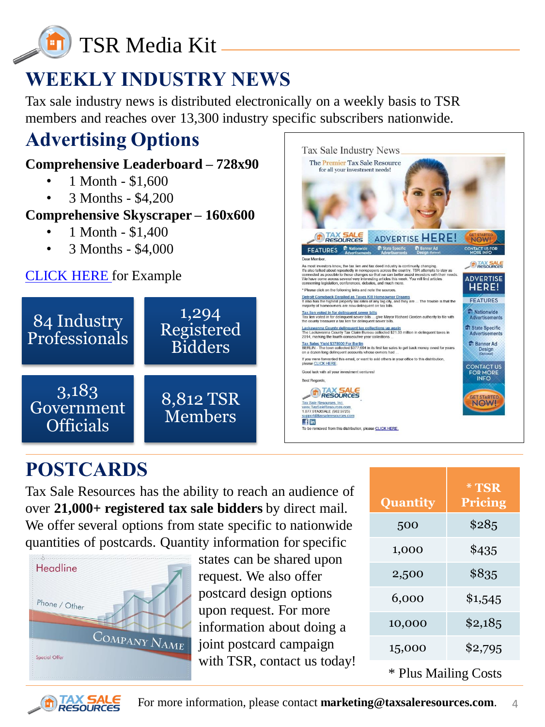# TSR Media Kit

## WEEKLY INDUSTRY NEWS

Tax sale industry news is distributed electronically on a weekly basis to TSR members and reaches over 13,300 industry specific subscribers nationwide.

### Advertising Options

**Comprehensive Leaderboard – 728x90**

- 1 Month - $1,600
- 3 Months - $4,200

**Comprehensive Skyscraper – 160x600**

- 1 Month - $1,400
- 3 Months - $4,000

CLICK HERE for Example

84 Industry Professionals

1,294 Registered Bidders

3,183 Government Officials

8,812 TSR Members

## POSTCARDS

Tax Sale Resources has the ability to reach an audience of over **21,000+ registered tax sale bidders** by direct mail. We offer several options from state specific to nationwide quantities of postcards. Quantity information for specific states can be shared upon request. We also offer postcard design options upon request. For more information about doing a joint postcard campaign with TSR, contact us today!

| Quantity | * TSR Pricing |
|---|---|
| 500 | $285 |
| 1,000 | $435 |
| 2,500 | $835 |
| 6,000 | $1,545 |
| 10,000 | $2,185 |
| 15,000 | $2,795 |

\* Plus Mailing Costs

For more information, please contact **marketing@taxsaleresources.com**.